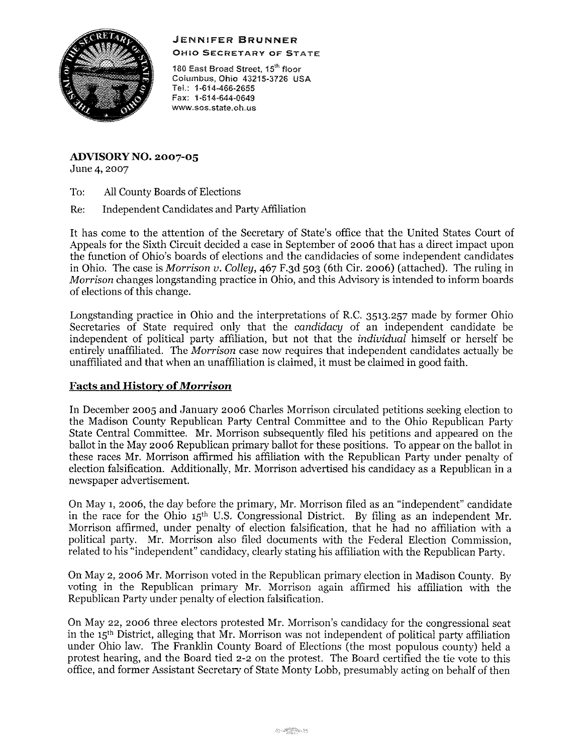**JENNIFER BRUNNER**
**OHIO SECRETARY OF STATE**

180 East Broad Street, 15th floor
Columbus, Ohio 43215-3726 USA
Tel.: 1-614-466-2655
Fax: 1-614-644-0649
www.sos.state.oh.us

## ADVISORY NO. 2007-05

June 4, 2007

To: All County Boards of Elections

Re: Independent Candidates and Party Affiliation

It has come to the attention of the Secretary of State's office that the United States Court of Appeals for the Sixth Circuit decided a case in September of 2006 that has a direct impact upon the function of Ohio's boards of elections and the candidacies of some independent candidates in Ohio. The case is *Morrison v. Colley*, 467 F.3d 503 (6th Cir. 2006) (attached). The ruling in *Morrison* changes longstanding practice in Ohio, and this Advisory is intended to inform boards of elections of this change.

Longstanding practice in Ohio and the interpretations of R.C. 3513.257 made by former Ohio Secretaries of State required only that the *candidacy* of an independent candidate be independent of political party affiliation, but not that the *individual* himself or herself be entirely unaffiliated. The *Morrison* case now requires that independent candidates actually be unaffiliated and that when an unaffiliation is claimed, it must be claimed in good faith.

### Facts and History of *Morrison*

In December 2005 and January 2006 Charles Morrison circulated petitions seeking election to the Madison County Republican Party Central Committee and to the Ohio Republican Party State Central Committee. Mr. Morrison subsequently filed his petitions and appeared on the ballot in the May 2006 Republican primary ballot for these positions. To appear on the ballot in these races Mr. Morrison affirmed his affiliation with the Republican Party under penalty of election falsification. Additionally, Mr. Morrison advertised his candidacy as a Republican in a newspaper advertisement.

On May 1, 2006, the day before the primary, Mr. Morrison filed as an "independent" candidate in the race for the Ohio 15th U.S. Congressional District. By filing as an independent Mr. Morrison affirmed, under penalty of election falsification, that he had no affiliation with a political party. Mr. Morrison also filed documents with the Federal Election Commission, related to his "independent" candidacy, clearly stating his affiliation with the Republican Party.

On May 2, 2006 Mr. Morrison voted in the Republican primary election in Madison County. By voting in the Republican primary Mr. Morrison again affirmed his affiliation with the Republican Party under penalty of election falsification.

On May 22, 2006 three electors protested Mr. Morrison's candidacy for the congressional seat in the 15th District, alleging that Mr. Morrison was not independent of political party affiliation under Ohio law. The Franklin County Board of Elections (the most populous county) held a protest hearing, and the Board tied 2-2 on the protest. The Board certified the tie vote to this office, and former Assistant Secretary of State Monty Lobb, presumably acting on behalf of then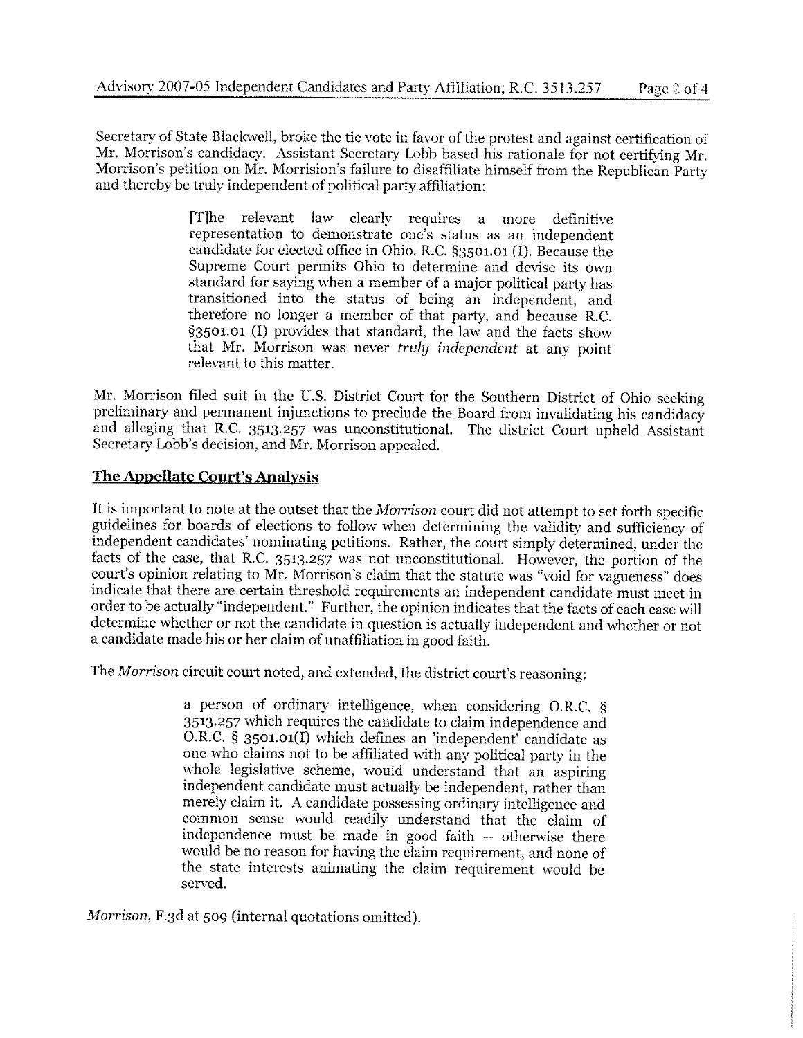Secretary of State Blackwell, broke the tie vote in favor of the protest and against certification of Mr. Morrison's candidacy. Assistant Secretary Lobb based his rationale for not certifying Mr. Morrison's petition on Mr. Morrision's failure to disaffiliate himself from the Republican Party and thereby be truly independent of political party affiliation:

> [T]he relevant law clearly requires a more definitive representation to demonstrate one's status as an independent candidate for elected office in Ohio. R.C. §3501.01 (I). Because the Supreme Court permits Ohio to determine and devise its own standard for saying when a member of a major political party has transitioned into the status of being an independent, and therefore no longer a member of that party, and because R.C. §3501.01 (I) provides that standard, the law and the facts show that Mr. Morrison was never *truly independent* at any point relevant to this matter.

Mr. Morrison filed suit in the U.S. District Court for the Southern District of Ohio seeking preliminary and permanent injunctions to preclude the Board from invalidating his candidacy and alleging that R.C. 3513.257 was unconstitutional. The district Court upheld Assistant Secretary Lobb's decision, and Mr. Morrison appealed.

## The Appellate Court's Analysis

It is important to note at the outset that the *Morrison* court did not attempt to set forth specific guidelines for boards of elections to follow when determining the validity and sufficiency of independent candidates' nominating petitions. Rather, the court simply determined, under the facts of the case, that R.C. 3513.257 was not unconstitutional. However, the portion of the court's opinion relating to Mr. Morrison's claim that the statute was "void for vagueness" does indicate that there are certain threshold requirements an independent candidate must meet in order to be actually "independent." Further, the opinion indicates that the facts of each case will determine whether or not the candidate in question is actually independent and whether or not a candidate made his or her claim of unaffiliation in good faith.

The *Morrison* circuit court noted, and extended, the district court's reasoning:

> a person of ordinary intelligence, when considering O.R.C. § 3513.257 which requires the candidate to claim independence and O.R.C. § 3501.01(I) which defines an 'independent' candidate as one who claims not to be affiliated with any political party in the whole legislative scheme, would understand that an aspiring independent candidate must actually be independent, rather than merely claim it. A candidate possessing ordinary intelligence and common sense would readily understand that the claim of independence must be made in good faith -- otherwise there would be no reason for having the claim requirement, and none of the state interests animating the claim requirement would be served.

*Morrison*, F.3d at 509 (internal quotations omitted).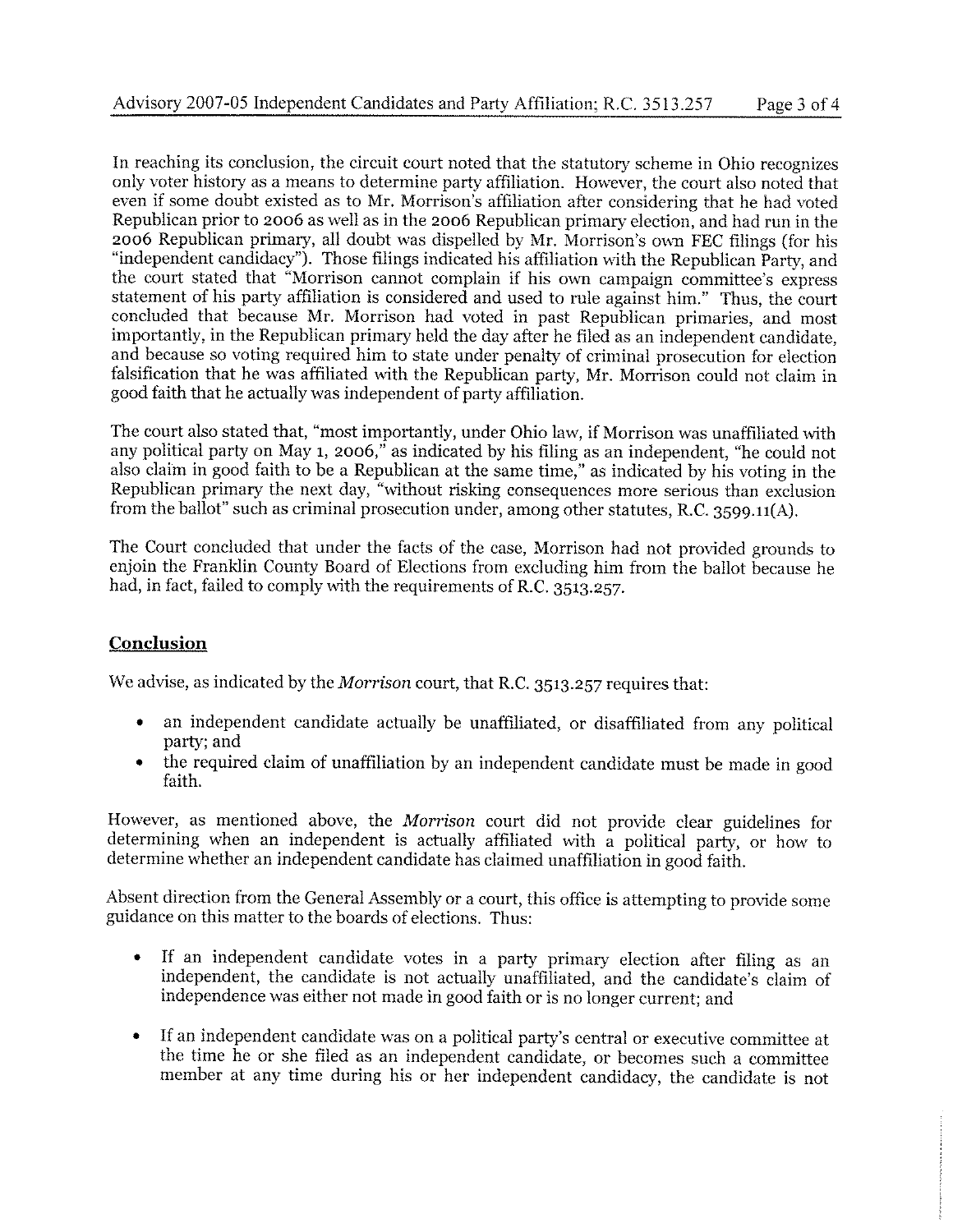In reaching its conclusion, the circuit court noted that the statutory scheme in Ohio recognizes only voter history as a means to determine party affiliation. However, the court also noted that even if some doubt existed as to Mr. Morrison's affiliation after considering that he had voted Republican prior to 2006 as well as in the 2006 Republican primary election, and had run in the 2006 Republican primary, all doubt was dispelled by Mr. Morrison's own FEC filings (for his "independent candidacy"). Those filings indicated his affiliation with the Republican Party, and the court stated that "Morrison cannot complain if his own campaign committee's express statement of his party affiliation is considered and used to rule against him." Thus, the court concluded that because Mr. Morrison had voted in past Republican primaries, and most importantly, in the Republican primary held the day after he filed as an independent candidate, and because so voting required him to state under penalty of criminal prosecution for election falsification that he was affiliated with the Republican party, Mr. Morrison could not claim in good faith that he actually was independent of party affiliation.

The court also stated that, "most importantly, under Ohio law, if Morrison was unaffiliated with any political party on May 1, 2006," as indicated by his filing as an independent, "he could not also claim in good faith to be a Republican at the same time," as indicated by his voting in the Republican primary the next day, "without risking consequences more serious than exclusion from the ballot" such as criminal prosecution under, among other statutes, R.C. 3599.11(A).

The Court concluded that under the facts of the case, Morrison had not provided grounds to enjoin the Franklin County Board of Elections from excluding him from the ballot because he had, in fact, failed to comply with the requirements of R.C. 3513.257.

## Conclusion

We advise, as indicated by the *Morrison* court, that R.C. 3513.257 requires that:

- an independent candidate actually be unaffiliated, or disaffiliated from any political party; and
- the required claim of unaffiliation by an independent candidate must be made in good faith.

However, as mentioned above, the *Morrison* court did not provide clear guidelines for determining when an independent is actually affiliated with a political party, or how to determine whether an independent candidate has claimed unaffiliation in good faith.

Absent direction from the General Assembly or a court, this office is attempting to provide some guidance on this matter to the boards of elections. Thus:

- If an independent candidate votes in a party primary election after filing as an independent, the candidate is not actually unaffiliated, and the candidate's claim of independence was either not made in good faith or is no longer current; and
- If an independent candidate was on a political party's central or executive committee at the time he or she filed as an independent candidate, or becomes such a committee member at any time during his or her independent candidacy, the candidate is not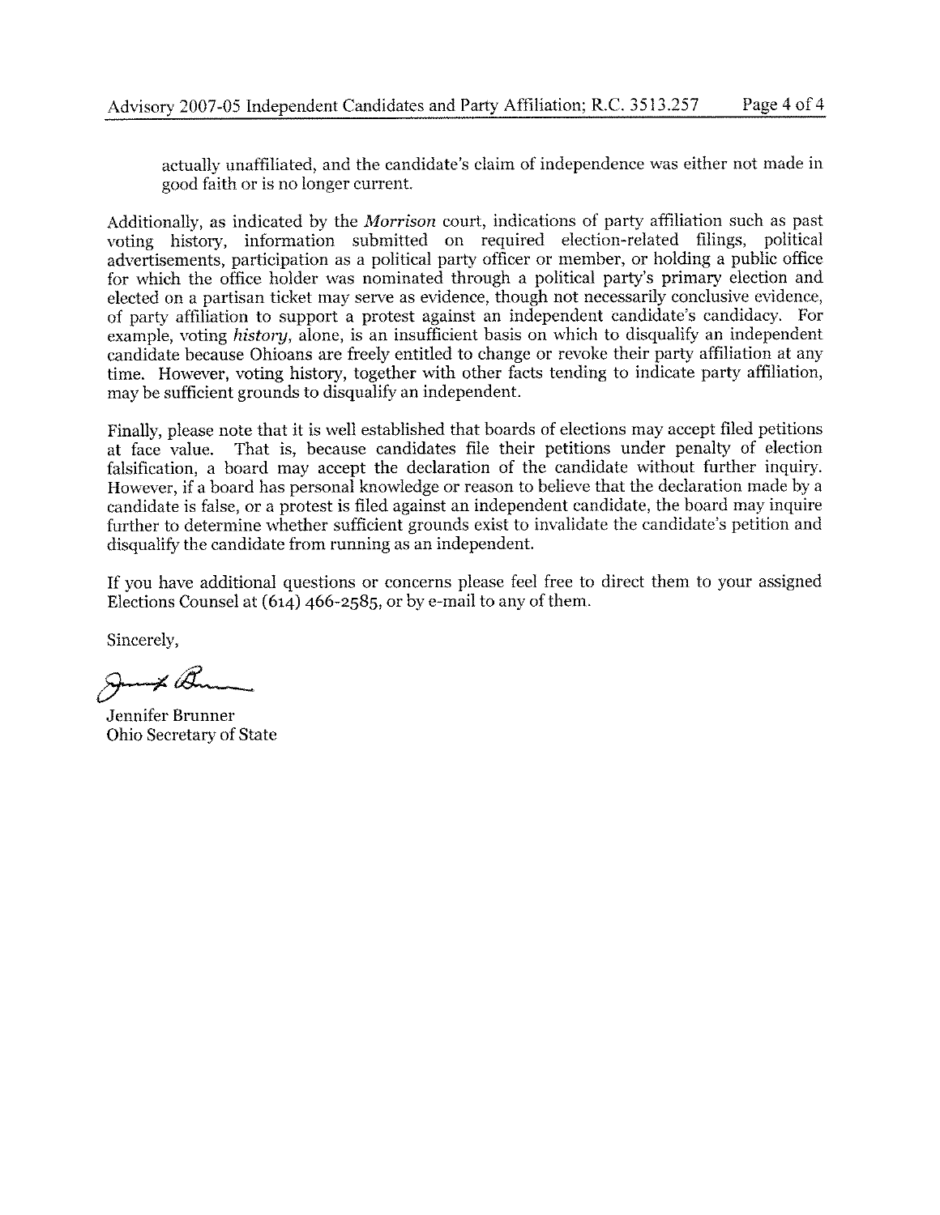actually unaffiliated, and the candidate's claim of independence was either not made in good faith or is no longer current.

Additionally, as indicated by the *Morrison* court, indications of party affiliation such as past voting history, information submitted on required election-related filings, political advertisements, participation as a political party officer or member, or holding a public office for which the office holder was nominated through a political party's primary election and elected on a partisan ticket may serve as evidence, though not necessarily conclusive evidence, of party affiliation to support a protest against an independent candidate's candidacy. For example, voting *history*, alone, is an insufficient basis on which to disqualify an independent candidate because Ohioans are freely entitled to change or revoke their party affiliation at any time. However, voting history, together with other facts tending to indicate party affiliation, may be sufficient grounds to disqualify an independent.

Finally, please note that it is well established that boards of elections may accept filed petitions at face value. That is, because candidates file their petitions under penalty of election falsification, a board may accept the declaration of the candidate without further inquiry. However, if a board has personal knowledge or reason to believe that the declaration made by a candidate is false, or a protest is filed against an independent candidate, the board may inquire further to determine whether sufficient grounds exist to invalidate the candidate's petition and disqualify the candidate from running as an independent.

If you have additional questions or concerns please feel free to direct them to your assigned Elections Counsel at (614) 466-2585, or by e-mail to any of them.

Sincerely,

Jennifer Brunner
Ohio Secretary of State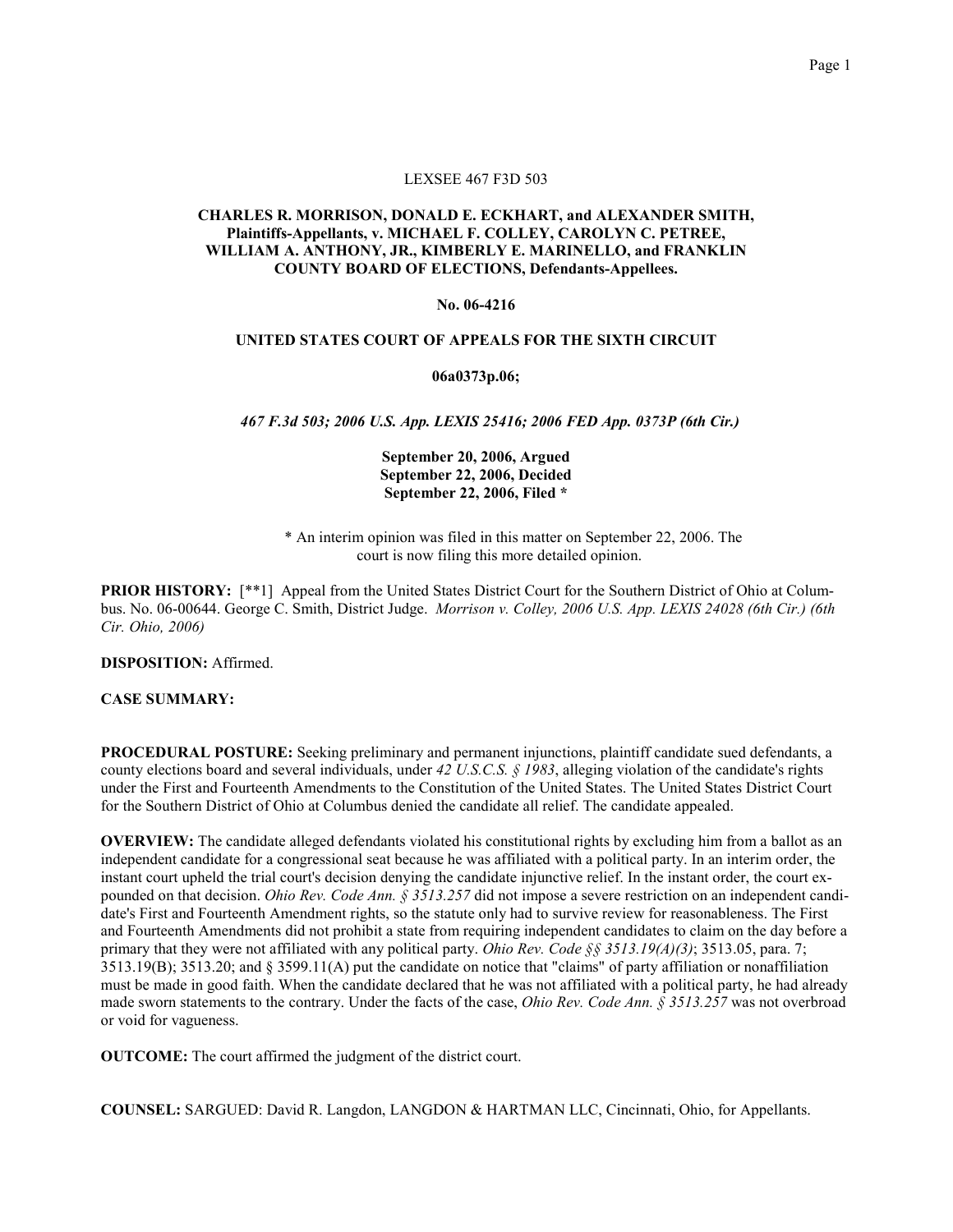LEXSEE 467 F3D 503

**CHARLES R. MORRISON, DONALD E. ECKHART, and ALEXANDER SMITH, Plaintiffs-Appellants, v. MICHAEL F. COLLEY, CAROLYN C. PETREE, WILLIAM A. ANTHONY, JR., KIMBERLY E. MARINELLO, and FRANKLIN COUNTY BOARD OF ELECTIONS, Defendants-Appellees.**

**No. 06-4216**

**UNITED STATES COURT OF APPEALS FOR THE SIXTH CIRCUIT**

**06a0373p.06;**

*467 F.3d 503; 2006 U.S. App. LEXIS 25416; 2006 FED App. 0373P (6th Cir.)*

**September 20, 2006, Argued**
**September 22, 2006, Decided**
**September 22, 2006, Filed \***

\* An interim opinion was filed in this matter on September 22, 2006. The court is now filing this more detailed opinion.

**PRIOR HISTORY:** [**1] Appeal from the United States District Court for the Southern District of Ohio at Columbus. No. 06-00644. George C. Smith, District Judge. *Morrison v. Colley, 2006 U.S. App. LEXIS 24028 (6th Cir.) (6th Cir. Ohio, 2006)*

**DISPOSITION:** Affirmed.

**CASE SUMMARY:**

**PROCEDURAL POSTURE:** Seeking preliminary and permanent injunctions, plaintiff candidate sued defendants, a county elections board and several individuals, under *42 U.S.C.S. § 1983*, alleging violation of the candidate's rights under the First and Fourteenth Amendments to the Constitution of the United States. The United States District Court for the Southern District of Ohio at Columbus denied the candidate all relief. The candidate appealed.

**OVERVIEW:** The candidate alleged defendants violated his constitutional rights by excluding him from a ballot as an independent candidate for a congressional seat because he was affiliated with a political party. In an interim order, the instant court upheld the trial court's decision denying the candidate injunctive relief. In the instant order, the court expounded on that decision. *Ohio Rev. Code Ann. § 3513.257* did not impose a severe restriction on an independent candidate's First and Fourteenth Amendment rights, so the statute only had to survive review for reasonableness. The First and Fourteenth Amendments did not prohibit a state from requiring independent candidates to claim on the day before a primary that they were not affiliated with any political party. *Ohio Rev. Code §§ 3513.19(A)(3)*; 3513.05, para. 7; 3513.19(B); 3513.20; and § 3599.11(A) put the candidate on notice that "claims" of party affiliation or nonaffiliation must be made in good faith. When the candidate declared that he was not affiliated with a political party, he had already made sworn statements to the contrary. Under the facts of the case, *Ohio Rev. Code Ann. § 3513.257* was not overbroad or void for vagueness.

**OUTCOME:** The court affirmed the judgment of the district court.

**COUNSEL:** SARGUED: David R. Langdon, LANGDON & HARTMAN LLC, Cincinnati, Ohio, for Appellants.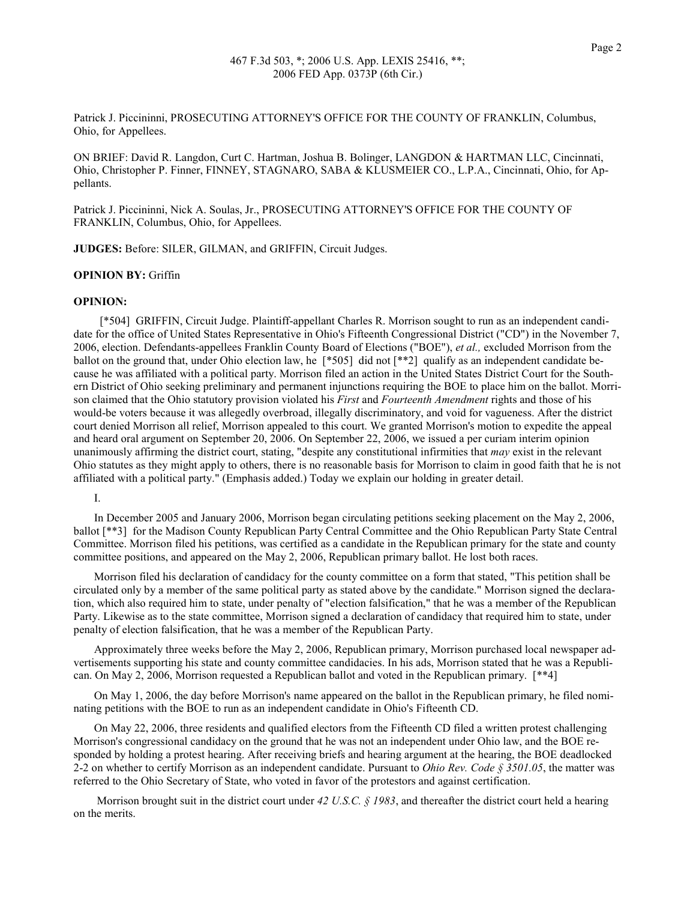Patrick J. Piccininni, PROSECUTING ATTORNEY'S OFFICE FOR THE COUNTY OF FRANKLIN, Columbus, Ohio, for Appellees.

ON BRIEF: David R. Langdon, Curt C. Hartman, Joshua B. Bolinger, LANGDON & HARTMAN LLC, Cincinnati, Ohio, Christopher P. Finner, FINNEY, STAGNARO, SABA & KLUSMEIER CO., L.P.A., Cincinnati, Ohio, for Appellants.

Patrick J. Piccininni, Nick A. Soulas, Jr., PROSECUTING ATTORNEY'S OFFICE FOR THE COUNTY OF FRANKLIN, Columbus, Ohio, for Appellees.

**JUDGES:** Before: SILER, GILMAN, and GRIFFIN, Circuit Judges.

**OPINION BY:** Griffin

**OPINION:**

[*504] GRIFFIN, Circuit Judge. Plaintiff-appellant Charles R. Morrison sought to run as an independent candidate for the office of United States Representative in Ohio's Fifteenth Congressional District ("CD") in the November 7, 2006, election. Defendants-appellees Franklin County Board of Elections ("BOE"), *et al.,* excluded Morrison from the ballot on the ground that, under Ohio election law, he [*505] did not [**2] qualify as an independent candidate because he was affiliated with a political party. Morrison filed an action in the United States District Court for the Southern District of Ohio seeking preliminary and permanent injunctions requiring the BOE to place him on the ballot. Morrison claimed that the Ohio statutory provision violated his *First* and *Fourteenth Amendment* rights and those of his would-be voters because it was allegedly overbroad, illegally discriminatory, and void for vagueness. After the district court denied Morrison all relief, Morrison appealed to this court. We granted Morrison's motion to expedite the appeal and heard oral argument on September 20, 2006. On September 22, 2006, we issued a per curiam interim opinion unanimously affirming the district court, stating, "despite any constitutional infirmities that *may* exist in the relevant Ohio statutes as they might apply to others, there is no reasonable basis for Morrison to claim in good faith that he is not affiliated with a political party." (Emphasis added.) Today we explain our holding in greater detail.

I.

In December 2005 and January 2006, Morrison began circulating petitions seeking placement on the May 2, 2006, ballot [**3] for the Madison County Republican Party Central Committee and the Ohio Republican Party State Central Committee. Morrison filed his petitions, was certified as a candidate in the Republican primary for the state and county committee positions, and appeared on the May 2, 2006, Republican primary ballot. He lost both races.

Morrison filed his declaration of candidacy for the county committee on a form that stated, "This petition shall be circulated only by a member of the same political party as stated above by the candidate." Morrison signed the declaration, which also required him to state, under penalty of "election falsification," that he was a member of the Republican Party. Likewise as to the state committee, Morrison signed a declaration of candidacy that required him to state, under penalty of election falsification, that he was a member of the Republican Party.

Approximately three weeks before the May 2, 2006, Republican primary, Morrison purchased local newspaper advertisements supporting his state and county committee candidacies. In his ads, Morrison stated that he was a Republican. On May 2, 2006, Morrison requested a Republican ballot and voted in the Republican primary. [**4]

On May 1, 2006, the day before Morrison's name appeared on the ballot in the Republican primary, he filed nominating petitions with the BOE to run as an independent candidate in Ohio's Fifteenth CD.

On May 22, 2006, three residents and qualified electors from the Fifteenth CD filed a written protest challenging Morrison's congressional candidacy on the ground that he was not an independent under Ohio law, and the BOE responded by holding a protest hearing. After receiving briefs and hearing argument at the hearing, the BOE deadlocked 2-2 on whether to certify Morrison as an independent candidate. Pursuant to *Ohio Rev. Code § 3501.05*, the matter was referred to the Ohio Secretary of State, who voted in favor of the protestors and against certification.

Morrison brought suit in the district court under *42 U.S.C. § 1983*, and thereafter the district court held a hearing on the merits.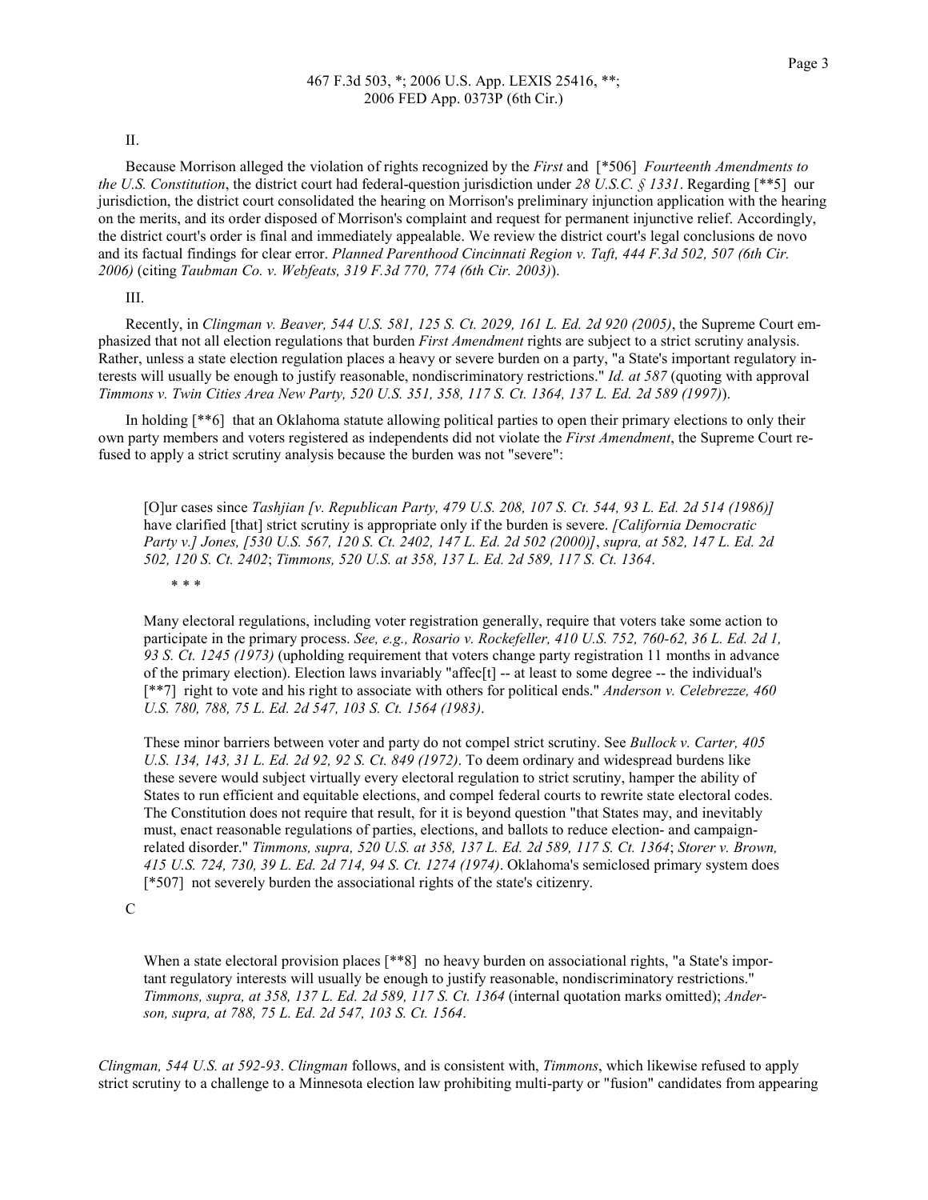II.

Because Morrison alleged the violation of rights recognized by the *First* and [*506] *Fourteenth Amendments to the U.S. Constitution*, the district court had federal-question jurisdiction under *28 U.S.C. § 1331*. Regarding [**5] our jurisdiction, the district court consolidated the hearing on Morrison's preliminary injunction application with the hearing on the merits, and its order disposed of Morrison's complaint and request for permanent injunctive relief. Accordingly, the district court's order is final and immediately appealable. We review the district court's legal conclusions de novo and its factual findings for clear error. *Planned Parenthood Cincinnati Region v. Taft, 444 F.3d 502, 507 (6th Cir. 2006)* (citing *Taubman Co. v. Webfeats, 319 F.3d 770, 774 (6th Cir. 2003)*).

III.

Recently, in *Clingman v. Beaver, 544 U.S. 581, 125 S. Ct. 2029, 161 L. Ed. 2d 920 (2005)*, the Supreme Court emphasized that not all election regulations that burden *First Amendment* rights are subject to a strict scrutiny analysis. Rather, unless a state election regulation places a heavy or severe burden on a party, "a State's important regulatory interests will usually be enough to justify reasonable, nondiscriminatory restrictions." *Id. at 587* (quoting with approval *Timmons v. Twin Cities Area New Party, 520 U.S. 351, 358, 117 S. Ct. 1364, 137 L. Ed. 2d 589 (1997)*).

In holding [**6] that an Oklahoma statute allowing political parties to open their primary elections to only their own party members and voters registered as independents did not violate the *First Amendment*, the Supreme Court refused to apply a strict scrutiny analysis because the burden was not "severe":

> [O]ur cases since *Tashjian [v. Republican Party, 479 U.S. 208, 107 S. Ct. 544, 93 L. Ed. 2d 514 (1986)]* have clarified [that] strict scrutiny is appropriate only if the burden is severe. *[California Democratic Party v.] Jones, [530 U.S. 567, 120 S. Ct. 2402, 147 L. Ed. 2d 502 (2000)]*, *supra, at 582, 147 L. Ed. 2d 502, 120 S. Ct. 2402*; *Timmons, 520 U.S. at 358, 137 L. Ed. 2d 589, 117 S. Ct. 1364*.
>
> * * *
>
> Many electoral regulations, including voter registration generally, require that voters take some action to participate in the primary process. *See, e.g., Rosario v. Rockefeller, 410 U.S. 752, 760-62, 36 L. Ed. 2d 1, 93 S. Ct. 1245 (1973)* (upholding requirement that voters change party registration 11 months in advance of the primary election). Election laws invariably "affec[t] -- at least to some degree -- the individual's [**7] right to vote and his right to associate with others for political ends." *Anderson v. Celebrezze, 460 U.S. 780, 788, 75 L. Ed. 2d 547, 103 S. Ct. 1564 (1983)*.
>
> These minor barriers between voter and party do not compel strict scrutiny. See *Bullock v. Carter, 405 U.S. 134, 143, 31 L. Ed. 2d 92, 92 S. Ct. 849 (1972)*. To deem ordinary and widespread burdens like these severe would subject virtually every electoral regulation to strict scrutiny, hamper the ability of States to run efficient and equitable elections, and compel federal courts to rewrite state electoral codes. The Constitution does not require that result, for it is beyond question "that States may, and inevitably must, enact reasonable regulations of parties, elections, and ballots to reduce election- and campaign-related disorder." *Timmons, supra, 520 U.S. at 358, 137 L. Ed. 2d 589, 117 S. Ct. 1364*; *Storer v. Brown, 415 U.S. 724, 730, 39 L. Ed. 2d 714, 94 S. Ct. 1274 (1974)*. Oklahoma's semiclosed primary system does [*507] not severely burden the associational rights of the state's citizenry.

C

> When a state electoral provision places [**8] no heavy burden on associational rights, "a State's important regulatory interests will usually be enough to justify reasonable, nondiscriminatory restrictions." *Timmons, supra, at 358, 137 L. Ed. 2d 589, 117 S. Ct. 1364* (internal quotation marks omitted); *Anderson, supra, at 788, 75 L. Ed. 2d 547, 103 S. Ct. 1564*.

*Clingman, 544 U.S. at 592-93*. *Clingman* follows, and is consistent with, *Timmons*, which likewise refused to apply strict scrutiny to a challenge to a Minnesota election law prohibiting multi-party or "fusion" candidates from appearing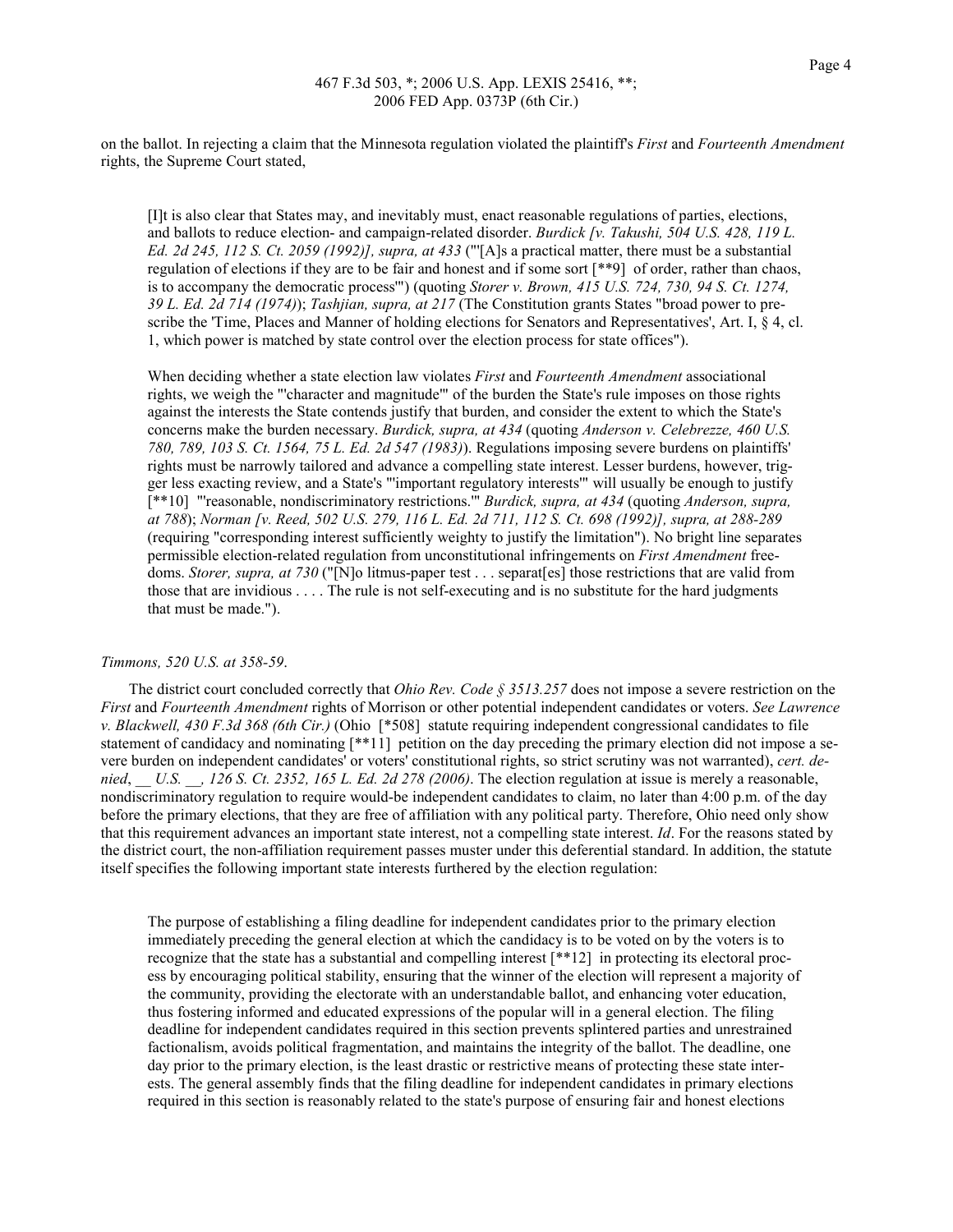on the ballot. In rejecting a claim that the Minnesota regulation violated the plaintiff's *First* and *Fourteenth Amendment* rights, the Supreme Court stated,

> [I]t is also clear that States may, and inevitably must, enact reasonable regulations of parties, elections, and ballots to reduce election- and campaign-related disorder. *Burdick [v. Takushi, 504 U.S. 428, 119 L. Ed. 2d 245, 112 S. Ct. 2059 (1992)], supra, at 433* ("'[A]s a practical matter, there must be a substantial regulation of elections if they are to be fair and honest and if some sort [**9] of order, rather than chaos, is to accompany the democratic process'") (quoting *Storer v. Brown, 415 U.S. 724, 730, 94 S. Ct. 1274, 39 L. Ed. 2d 714 (1974)*); *Tashjian, supra, at 217* (The Constitution grants States "broad power to prescribe the 'Time, Places and Manner of holding elections for Senators and Representatives', Art. I, § 4, cl. 1, which power is matched by state control over the election process for state offices").
>
> When deciding whether a state election law violates *First* and *Fourteenth Amendment* associational rights, we weigh the "'character and magnitude'" of the burden the State's rule imposes on those rights against the interests the State contends justify that burden, and consider the extent to which the State's concerns make the burden necessary. *Burdick, supra, at 434* (quoting *Anderson v. Celebrezze, 460 U.S. 780, 789, 103 S. Ct. 1564, 75 L. Ed. 2d 547 (1983)*). Regulations imposing severe burdens on plaintiffs' rights must be narrowly tailored and advance a compelling state interest. Lesser burdens, however, trigger less exacting review, and a State's "'important regulatory interests'" will usually be enough to justify [**10] "'reasonable, nondiscriminatory restrictions.'" *Burdick, supra, at 434* (quoting *Anderson, supra, at 788*); *Norman [v. Reed, 502 U.S. 279, 116 L. Ed. 2d 711, 112 S. Ct. 698 (1992)], supra, at 288-289* (requiring "corresponding interest sufficiently weighty to justify the limitation"). No bright line separates permissible election-related regulation from unconstitutional infringements on *First Amendment* freedoms. *Storer, supra, at 730* ("[N]o litmus-paper test . . . separat[es] those restrictions that are valid from those that are invidious . . . . The rule is not self-executing and is no substitute for the hard judgments that must be made.").

*Timmons, 520 U.S. at 358-59*.

The district court concluded correctly that *Ohio Rev. Code § 3513.257* does not impose a severe restriction on the *First* and *Fourteenth Amendment* rights of Morrison or other potential independent candidates or voters. *See Lawrence v. Blackwell, 430 F.3d 368 (6th Cir.)* (Ohio [*508] statute requiring independent congressional candidates to file statement of candidacy and nominating [**11] petition on the day preceding the primary election did not impose a severe burden on independent candidates' or voters' constitutional rights, so strict scrutiny was not warranted), *cert. denied*, *__ U.S. __, 126 S. Ct. 2352, 165 L. Ed. 2d 278 (2006)*. The election regulation at issue is merely a reasonable, nondiscriminatory regulation to require would-be independent candidates to claim, no later than 4:00 p.m. of the day before the primary elections, that they are free of affiliation with any political party. Therefore, Ohio need only show that this requirement advances an important state interest, not a compelling state interest. *Id*. For the reasons stated by the district court, the non-affiliation requirement passes muster under this deferential standard. In addition, the statute itself specifies the following important state interests furthered by the election regulation:

> The purpose of establishing a filing deadline for independent candidates prior to the primary election immediately preceding the general election at which the candidacy is to be voted on by the voters is to recognize that the state has a substantial and compelling interest [**12] in protecting its electoral process by encouraging political stability, ensuring that the winner of the election will represent a majority of the community, providing the electorate with an understandable ballot, and enhancing voter education, thus fostering informed and educated expressions of the popular will in a general election. The filing deadline for independent candidates required in this section prevents splintered parties and unrestrained factionalism, avoids political fragmentation, and maintains the integrity of the ballot. The deadline, one day prior to the primary election, is the least drastic or restrictive means of protecting these state interests. The general assembly finds that the filing deadline for independent candidates in primary elections required in this section is reasonably related to the state's purpose of ensuring fair and honest elections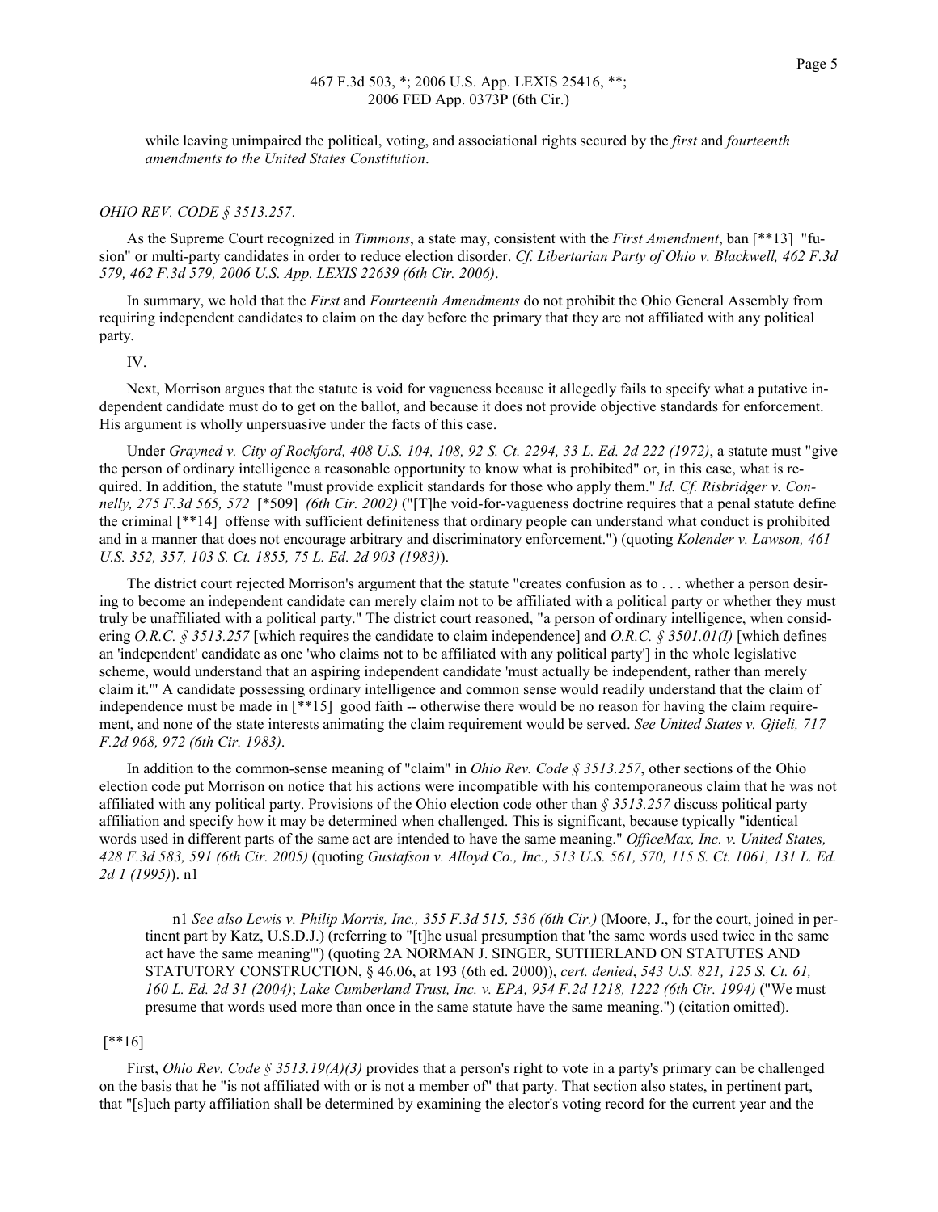while leaving unimpaired the political, voting, and associational rights secured by the *first* and *fourteenth amendments to the United States Constitution*.

*OHIO REV. CODE § 3513.257*.

As the Supreme Court recognized in *Timmons*, a state may, consistent with the *First Amendment*, ban [**13] "fusion" or multi-party candidates in order to reduce election disorder. *Cf. Libertarian Party of Ohio v. Blackwell, 462 F.3d 579, 462 F.3d 579, 2006 U.S. App. LEXIS 22639 (6th Cir. 2006)*.

In summary, we hold that the *First* and *Fourteenth Amendments* do not prohibit the Ohio General Assembly from requiring independent candidates to claim on the day before the primary that they are not affiliated with any political party.

IV.

Next, Morrison argues that the statute is void for vagueness because it allegedly fails to specify what a putative independent candidate must do to get on the ballot, and because it does not provide objective standards for enforcement. His argument is wholly unpersuasive under the facts of this case.

Under *Grayned v. City of Rockford, 408 U.S. 104, 108, 92 S. Ct. 2294, 33 L. Ed. 2d 222 (1972)*, a statute must "give the person of ordinary intelligence a reasonable opportunity to know what is prohibited" or, in this case, what is required. In addition, the statute "must provide explicit standards for those who apply them." *Id. Cf. Risbridger v. Connelly, 275 F.3d 565, 572* [*509] *(6th Cir. 2002)* ("[T]he void-for-vagueness doctrine requires that a penal statute define the criminal [**14] offense with sufficient definiteness that ordinary people can understand what conduct is prohibited and in a manner that does not encourage arbitrary and discriminatory enforcement.") (quoting *Kolender v. Lawson, 461 U.S. 352, 357, 103 S. Ct. 1855, 75 L. Ed. 2d 903 (1983)*).

The district court rejected Morrison's argument that the statute "creates confusion as to . . . whether a person desiring to become an independent candidate can merely claim not to be affiliated with a political party or whether they must truly be unaffiliated with a political party." The district court reasoned, "a person of ordinary intelligence, when considering *O.R.C. § 3513.257* [which requires the candidate to claim independence] and *O.R.C. § 3501.01(I)* [which defines an 'independent' candidate as one 'who claims not to be affiliated with any political party'] in the whole legislative scheme, would understand that an aspiring independent candidate 'must actually be independent, rather than merely claim it.'" A candidate possessing ordinary intelligence and common sense would readily understand that the claim of independence must be made in [**15] good faith -- otherwise there would be no reason for having the claim requirement, and none of the state interests animating the claim requirement would be served. *See United States v. Gjieli, 717 F.2d 968, 972 (6th Cir. 1983)*.

In addition to the common-sense meaning of "claim" in *Ohio Rev. Code § 3513.257*, other sections of the Ohio election code put Morrison on notice that his actions were incompatible with his contemporaneous claim that he was not affiliated with any political party. Provisions of the Ohio election code other than *§ 3513.257* discuss political party affiliation and specify how it may be determined when challenged. This is significant, because typically "identical words used in different parts of the same act are intended to have the same meaning." *OfficeMax, Inc. v. United States, 428 F.3d 583, 591 (6th Cir. 2005)* (quoting *Gustafson v. Alloyd Co., Inc., 513 U.S. 561, 570, 115 S. Ct. 1061, 131 L. Ed. 2d 1 (1995)*). n1

> n1 *See also Lewis v. Philip Morris, Inc., 355 F.3d 515, 536 (6th Cir.)* (Moore, J., for the court, joined in pertinent part by Katz, U.S.D.J.) (referring to "[t]he usual presumption that 'the same words used twice in the same act have the same meaning'") (quoting 2A NORMAN J. SINGER, SUTHERLAND ON STATUTES AND STATUTORY CONSTRUCTION, § 46.06, at 193 (6th ed. 2000)), *cert. denied*, *543 U.S. 821, 125 S. Ct. 61, 160 L. Ed. 2d 31 (2004)*; *Lake Cumberland Trust, Inc. v. EPA, 954 F.2d 1218, 1222 (6th Cir. 1994)* ("We must presume that words used more than once in the same statute have the same meaning.") (citation omitted).

[**16]

First, *Ohio Rev. Code § 3513.19(A)(3)* provides that a person's right to vote in a party's primary can be challenged on the basis that he "is not affiliated with or is not a member of" that party. That section also states, in pertinent part, that "[s]uch party affiliation shall be determined by examining the elector's voting record for the current year and the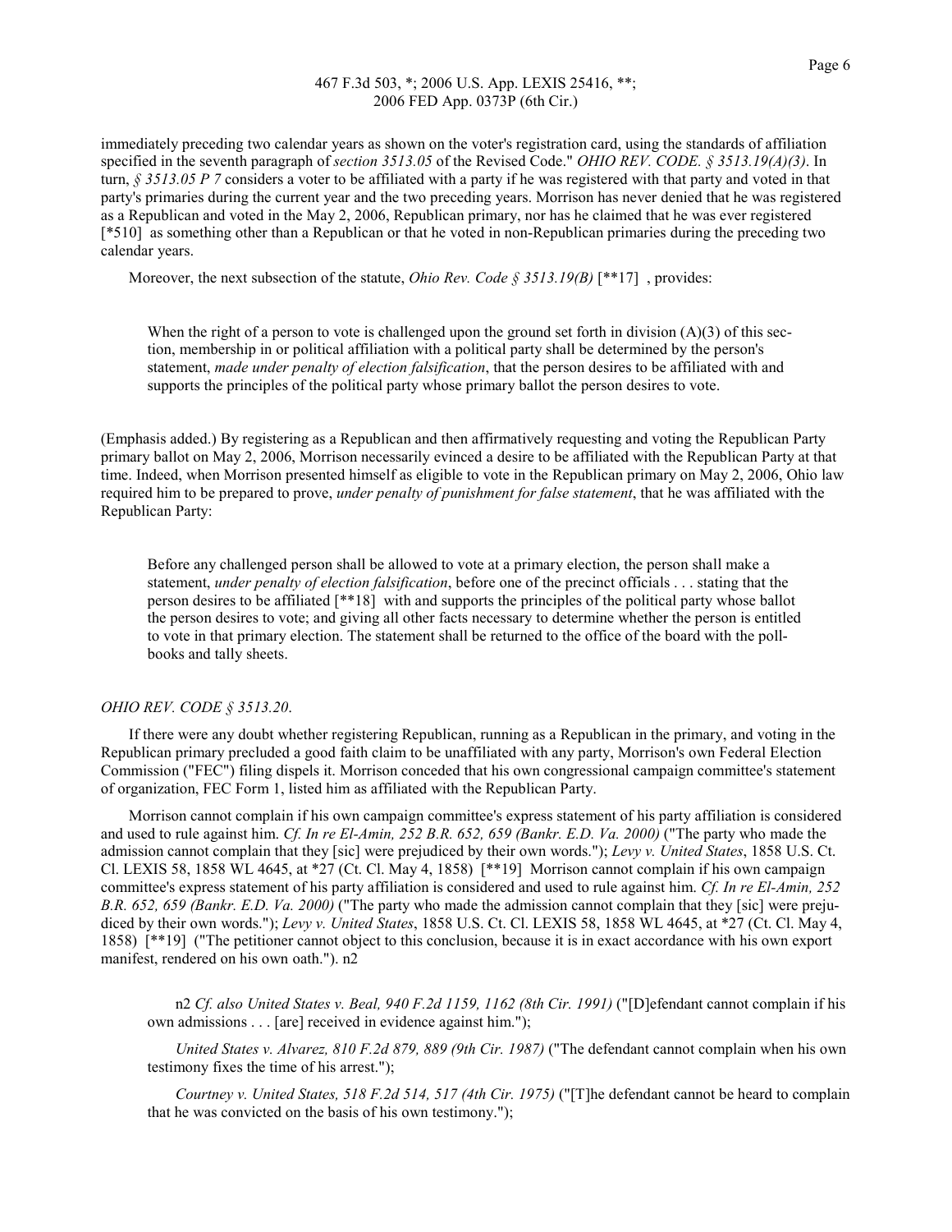immediately preceding two calendar years as shown on the voter's registration card, using the standards of affiliation specified in the seventh paragraph of *section 3513.05* of the Revised Code." *OHIO REV. CODE. § 3513.19(A)(3)*. In turn, *§ 3513.05 P 7* considers a voter to be affiliated with a party if he was registered with that party and voted in that party's primaries during the current year and the two preceding years. Morrison has never denied that he was registered as a Republican and voted in the May 2, 2006, Republican primary, nor has he claimed that he was ever registered [*510] as something other than a Republican or that he voted in non-Republican primaries during the preceding two calendar years.

Moreover, the next subsection of the statute, *Ohio Rev. Code § 3513.19(B)* [**17] , provides:

> When the right of a person to vote is challenged upon the ground set forth in division (A)(3) of this section, membership in or political affiliation with a political party shall be determined by the person's statement, *made under penalty of election falsification*, that the person desires to be affiliated with and supports the principles of the political party whose primary ballot the person desires to vote.

(Emphasis added.) By registering as a Republican and then affirmatively requesting and voting the Republican Party primary ballot on May 2, 2006, Morrison necessarily evinced a desire to be affiliated with the Republican Party at that time. Indeed, when Morrison presented himself as eligible to vote in the Republican primary on May 2, 2006, Ohio law required him to be prepared to prove, *under penalty of punishment for false statement*, that he was affiliated with the Republican Party:

> Before any challenged person shall be allowed to vote at a primary election, the person shall make a statement, *under penalty of election falsification*, before one of the precinct officials . . . stating that the person desires to be affiliated [**18] with and supports the principles of the political party whose ballot the person desires to vote; and giving all other facts necessary to determine whether the person is entitled to vote in that primary election. The statement shall be returned to the office of the board with the pollbooks and tally sheets.

*OHIO REV. CODE § 3513.20*.

If there were any doubt whether registering Republican, running as a Republican in the primary, and voting in the Republican primary precluded a good faith claim to be unaffiliated with any party, Morrison's own Federal Election Commission ("FEC") filing dispels it. Morrison conceded that his own congressional campaign committee's statement of organization, FEC Form 1, listed him as affiliated with the Republican Party.

Morrison cannot complain if his own campaign committee's express statement of his party affiliation is considered and used to rule against him. *Cf. In re El-Amin, 252 B.R. 652, 659 (Bankr. E.D. Va. 2000)* ("The party who made the admission cannot complain that they [sic] were prejudiced by their own words."); *Levy v. United States*, 1858 U.S. Ct. Cl. LEXIS 58, 1858 WL 4645, at *27 (Ct. Cl. May 4, 1858) [**19] Morrison cannot complain if his own campaign committee's express statement of his party affiliation is considered and used to rule against him. *Cf. In re El-Amin, 252 B.R. 652, 659 (Bankr. E.D. Va. 2000)* ("The party who made the admission cannot complain that they [sic] were prejudiced by their own words."); *Levy v. United States*, 1858 U.S. Ct. Cl. LEXIS 58, 1858 WL 4645, at *27 (Ct. Cl. May 4, 1858) [**19] ("The petitioner cannot object to this conclusion, because it is in exact accordance with his own export manifest, rendered on his own oath."). n2

> n2 *Cf. also United States v. Beal, 940 F.2d 1159, 1162 (8th Cir. 1991)* ("[D]efendant cannot complain if his own admissions . . . [are] received in evidence against him.");
>
> *United States v. Alvarez, 810 F.2d 879, 889 (9th Cir. 1987)* ("The defendant cannot complain when his own testimony fixes the time of his arrest.");
>
> *Courtney v. United States, 518 F.2d 514, 517 (4th Cir. 1975)* ("[T]he defendant cannot be heard to complain that he was convicted on the basis of his own testimony.");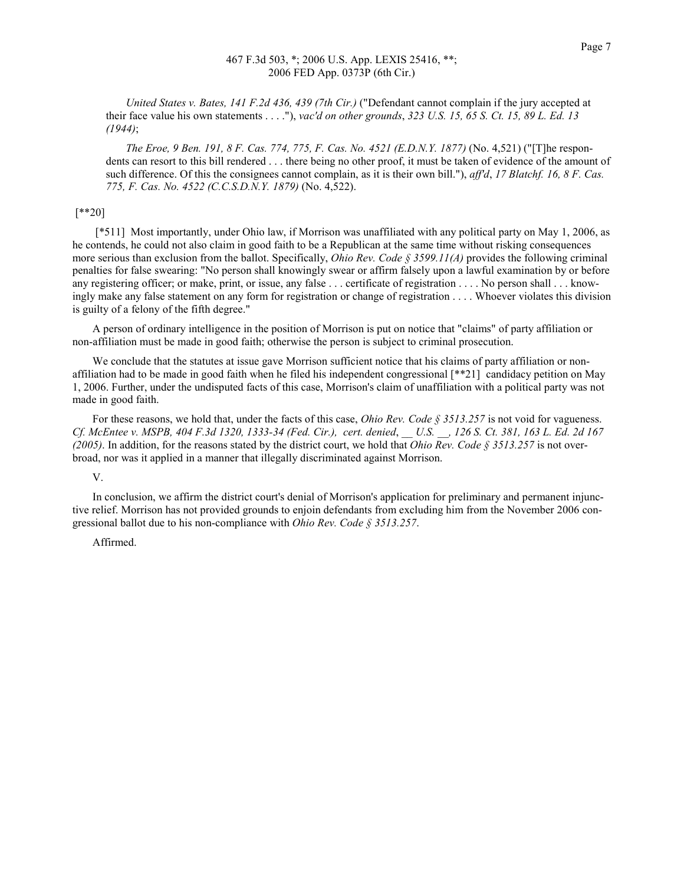*United States v. Bates, 141 F.2d 436, 439 (7th Cir.)* ("Defendant cannot complain if the jury accepted at their face value his own statements . . . ."), *vac'd on other grounds*, *323 U.S. 15, 65 S. Ct. 15, 89 L. Ed. 13 (1944)*;

*The Eroe, 9 Ben. 191, 8 F. Cas. 774, 775, F. Cas. No. 4521 (E.D.N.Y. 1877)* (No. 4,521) ("[T]he respondents can resort to this bill rendered . . . there being no other proof, it must be taken of evidence of the amount of such difference. Of this the consignees cannot complain, as it is their own bill."), *aff'd*, *17 Blatchf. 16, 8 F. Cas. 775, F. Cas. No. 4522 (C.C.S.D.N.Y. 1879)* (No. 4,522).

[**20]

[*511] Most importantly, under Ohio law, if Morrison was unaffiliated with any political party on May 1, 2006, as he contends, he could not also claim in good faith to be a Republican at the same time without risking consequences more serious than exclusion from the ballot. Specifically, *Ohio Rev. Code § 3599.11(A)* provides the following criminal penalties for false swearing: "No person shall knowingly swear or affirm falsely upon a lawful examination by or before any registering officer; or make, print, or issue, any false . . . certificate of registration . . . . No person shall . . . knowingly make any false statement on any form for registration or change of registration . . . . Whoever violates this division is guilty of a felony of the fifth degree."

A person of ordinary intelligence in the position of Morrison is put on notice that "claims" of party affiliation or non-affiliation must be made in good faith; otherwise the person is subject to criminal prosecution.

We conclude that the statutes at issue gave Morrison sufficient notice that his claims of party affiliation or non-affiliation had to be made in good faith when he filed his independent congressional [**21] candidacy petition on May 1, 2006. Further, under the undisputed facts of this case, Morrison's claim of unaffiliation with a political party was not made in good faith.

For these reasons, we hold that, under the facts of this case, *Ohio Rev. Code § 3513.257* is not void for vagueness. *Cf. McEntee v. MSPB, 404 F.3d 1320, 1333-34 (Fed. Cir.), cert. denied, __ U.S. __, 126 S. Ct. 381, 163 L. Ed. 2d 167 (2005)*. In addition, for the reasons stated by the district court, we hold that *Ohio Rev. Code § 3513.257* is not overbroad, nor was it applied in a manner that illegally discriminated against Morrison.

V.

In conclusion, we affirm the district court's denial of Morrison's application for preliminary and permanent injunctive relief. Morrison has not provided grounds to enjoin defendants from excluding him from the November 2006 congressional ballot due to his non-compliance with *Ohio Rev. Code § 3513.257*.

Affirmed.